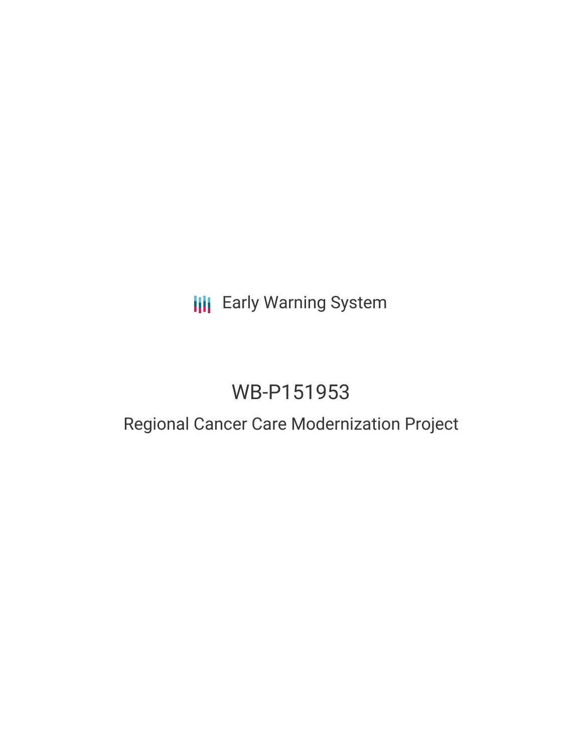Early Warning System

# WB-P151953

## Regional Cancer Care Modernization Project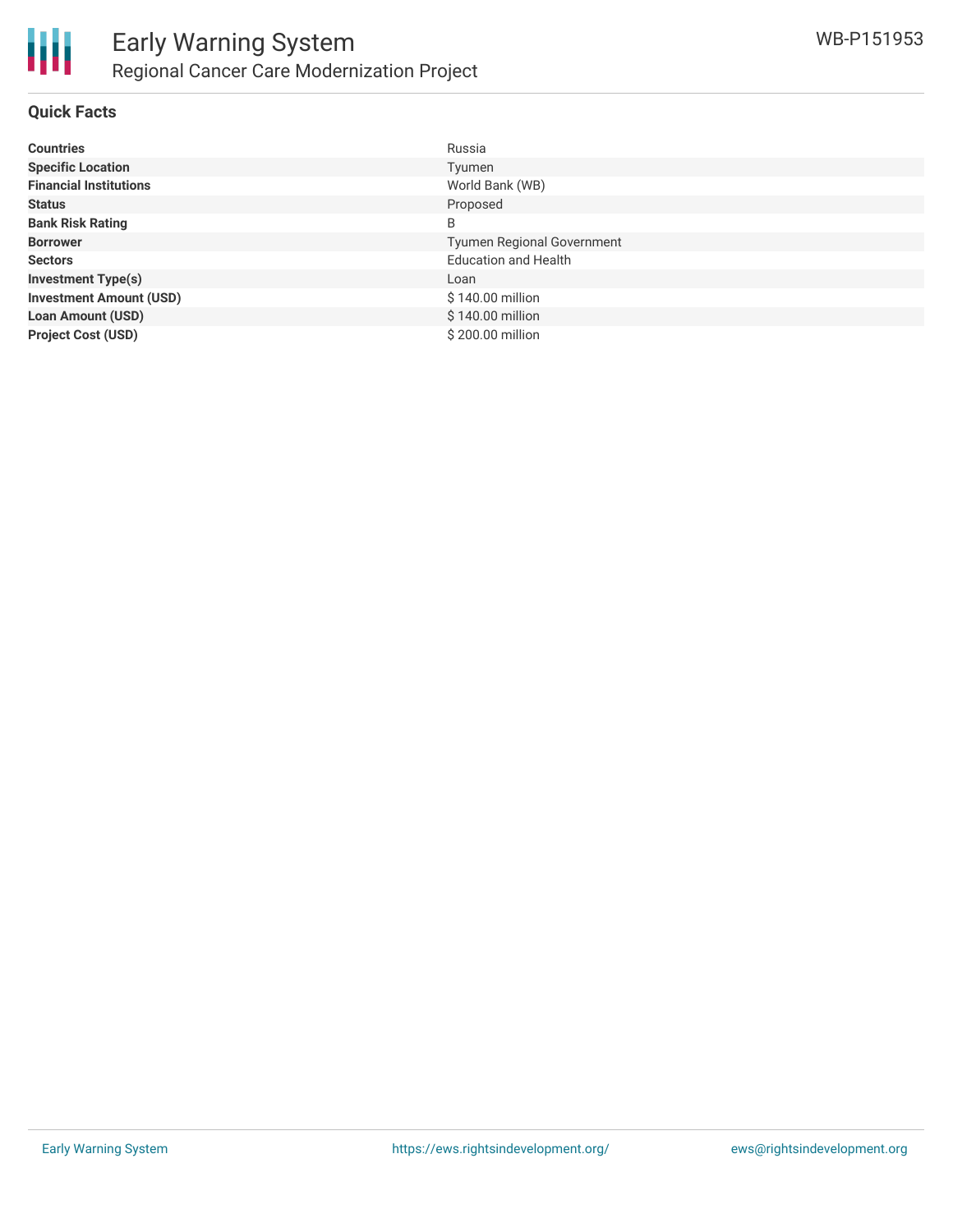# Early Warning System

## Regional Cancer Care Modernization Project

WB-P151953

### Quick Facts

| | |
|---|---|
| **Countries** | Russia |
| **Specific Location** | Tyumen |
| **Financial Institutions** | World Bank (WB) |
| **Status** | Proposed |
| **Bank Risk Rating** | B |
| **Borrower** | Tyumen Regional Government |
| **Sectors** | Education and Health |
| **Investment Type(s)** | Loan |
| **Investment Amount (USD)** | $ 140.00 million |
| **Loan Amount (USD)** | $ 140.00 million |
| **Project Cost (USD)** | $ 200.00 million |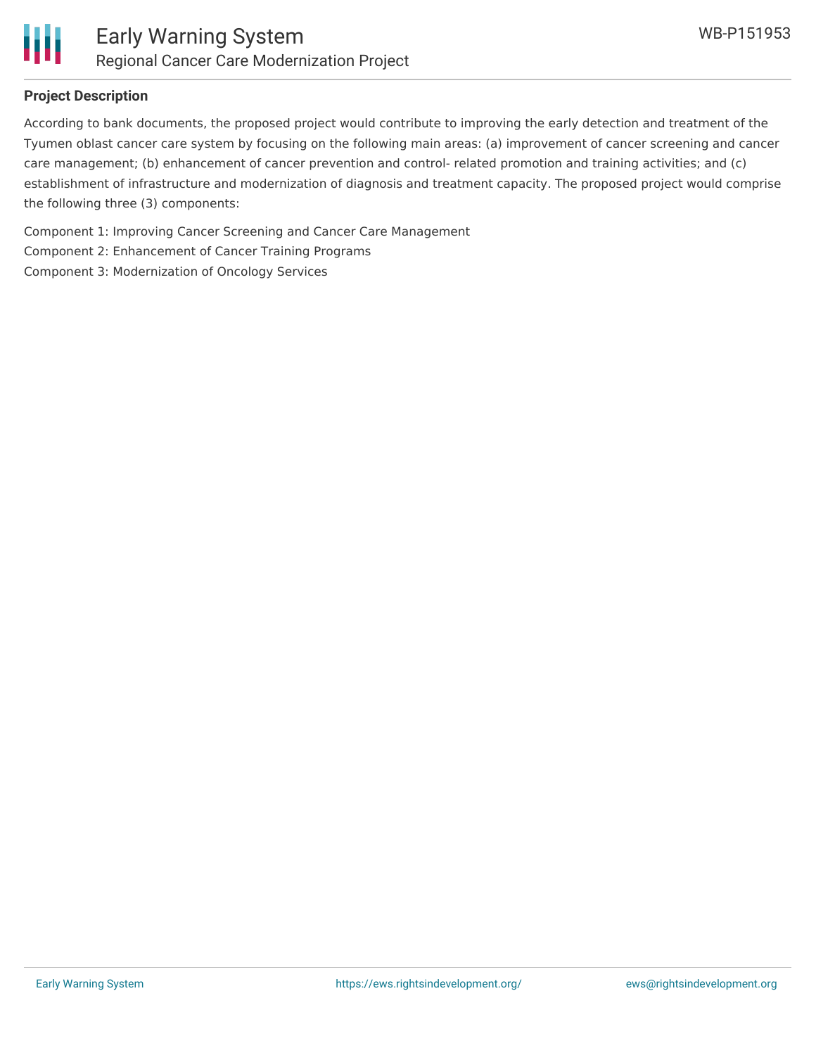## Project Description

According to bank documents, the proposed project would contribute to improving the early detection and treatment of the Tyumen oblast cancer care system by focusing on the following main areas: (a) improvement of cancer screening and cancer care management; (b) enhancement of cancer prevention and control- related promotion and training activities; and (c) establishment of infrastructure and modernization of diagnosis and treatment capacity. The proposed project would comprise the following three (3) components:

Component 1: Improving Cancer Screening and Cancer Care Management
Component 2: Enhancement of Cancer Training Programs
Component 3: Modernization of Oncology Services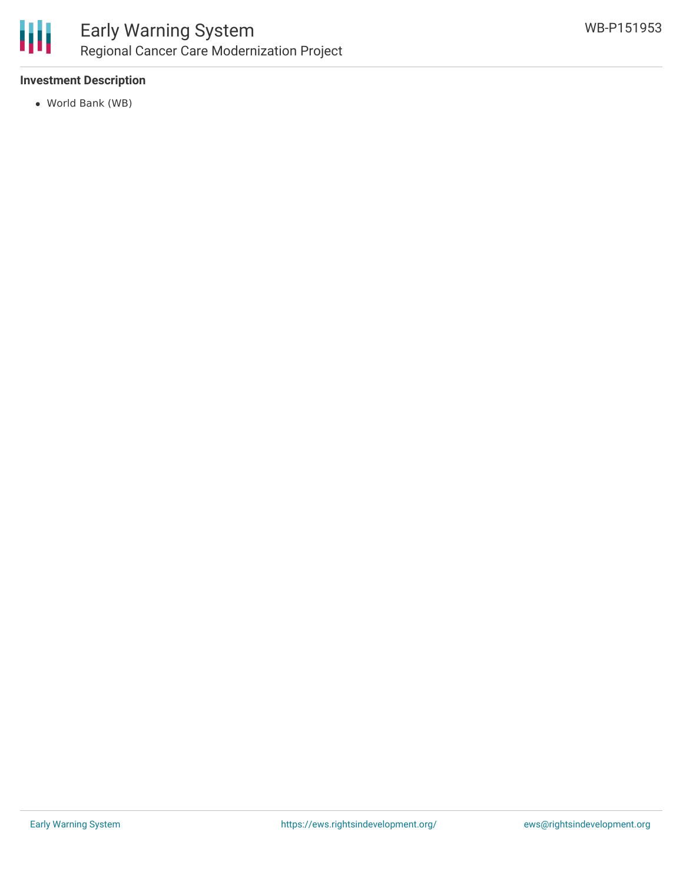### Investment Description

- World Bank (WB)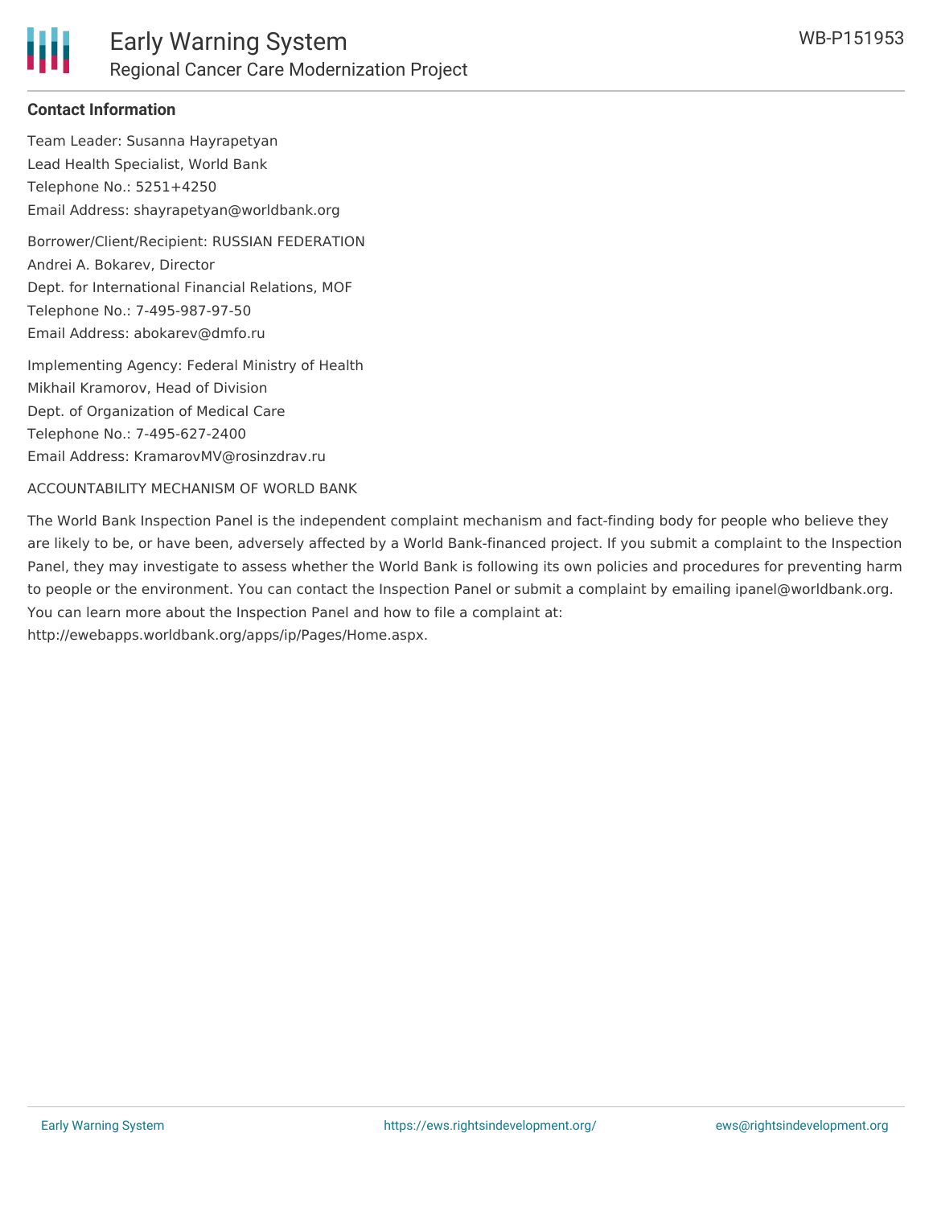**Contact Information**

Team Leader: Susanna Hayrapetyan
Lead Health Specialist, World Bank
Telephone No.: 5251+4250
Email Address: shayrapetyan@worldbank.org

Borrower/Client/Recipient: RUSSIAN FEDERATION
Andrei A. Bokarev, Director
Dept. for International Financial Relations, MOF
Telephone No.: 7-495-987-97-50
Email Address: abokarev@dmfo.ru

Implementing Agency: Federal Ministry of Health
Mikhail Kramorov, Head of Division
Dept. of Organization of Medical Care
Telephone No.: 7-495-627-2400
Email Address: KramarovMV@rosinzdrav.ru

ACCOUNTABILITY MECHANISM OF WORLD BANK

The World Bank Inspection Panel is the independent complaint mechanism and fact-finding body for people who believe they are likely to be, or have been, adversely affected by a World Bank-financed project. If you submit a complaint to the Inspection Panel, they may investigate to assess whether the World Bank is following its own policies and procedures for preventing harm to people or the environment. You can contact the Inspection Panel or submit a complaint by emailing ipanel@worldbank.org. You can learn more about the Inspection Panel and how to file a complaint at: http://ewebapps.worldbank.org/apps/ip/Pages/Home.aspx.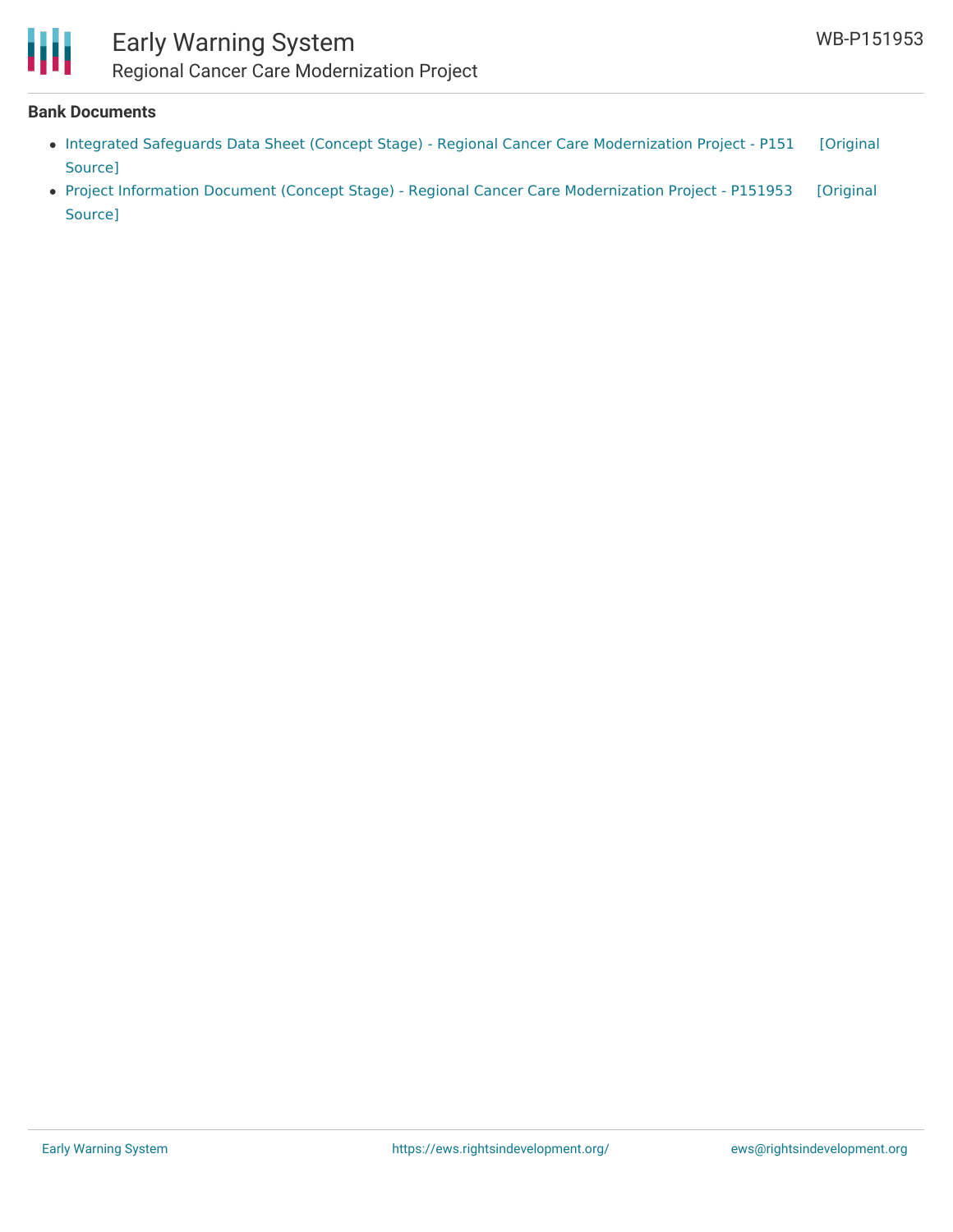**Bank Documents**

- Integrated Safeguards Data Sheet (Concept Stage) - Regional Cancer Care Modernization Project - P151 [Original Source]
- Project Information Document (Concept Stage) - Regional Cancer Care Modernization Project - P151953 [Original Source]